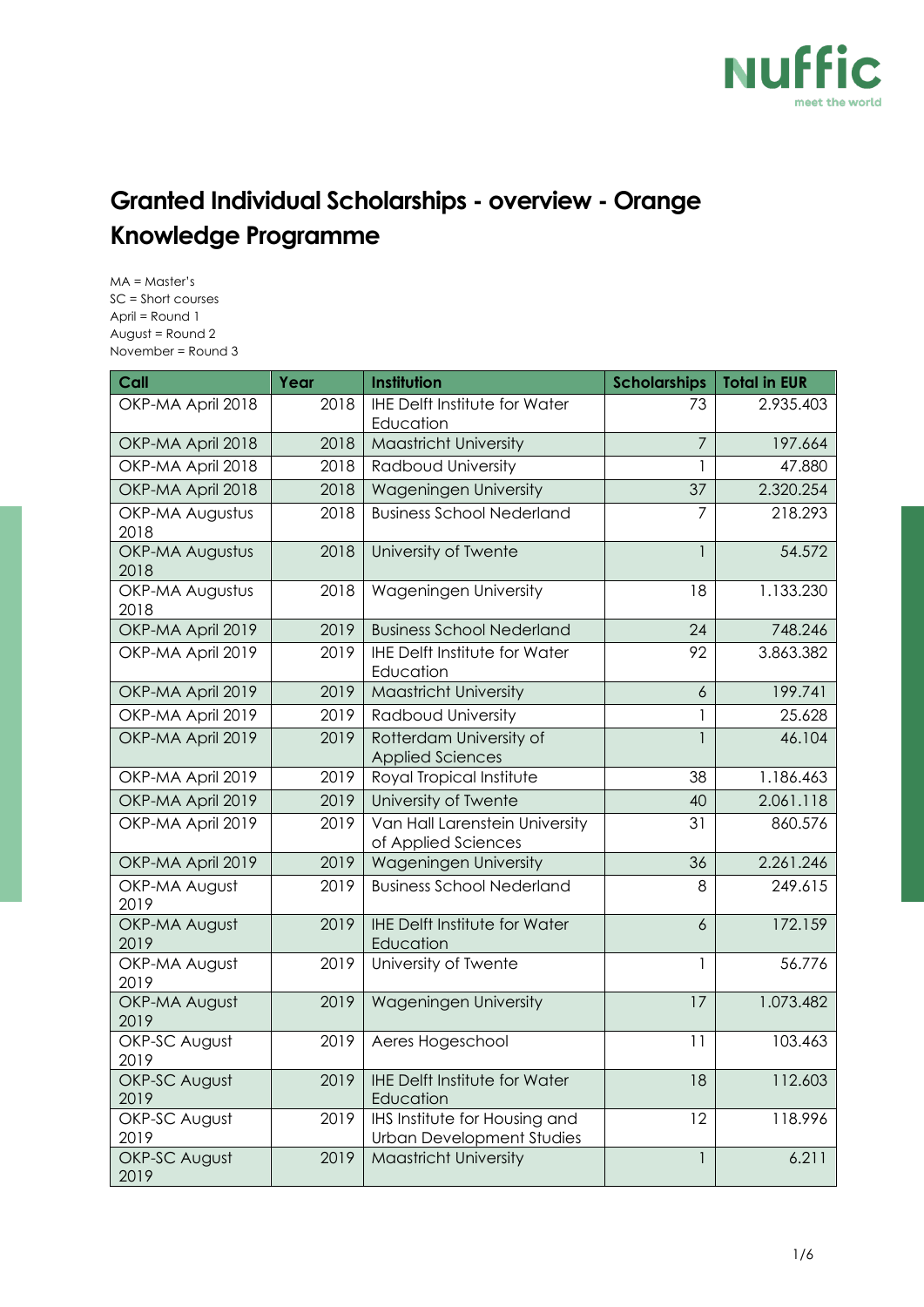# Granted Individual Scholarships - overview - Orange Knowledge Programme

MA = Master's
SC = Short courses
April = Round 1
August = Round 2
November = Round 3

| Call | Year | Institution | Scholarships | Total in EUR |
|---|---|---|---|---|
| OKP-MA April 2018 | 2018 | IHE Delft Institute for Water Education | 73 | 2.935.403 |
| OKP-MA April 2018 | 2018 | Maastricht University | 7 | 197.664 |
| OKP-MA April 2018 | 2018 | Radboud University | 1 | 47.880 |
| OKP-MA April 2018 | 2018 | Wageningen University | 37 | 2.320.254 |
| OKP-MA Augustus 2018 | 2018 | Business School Nederland | 7 | 218.293 |
| OKP-MA Augustus 2018 | 2018 | University of Twente | 1 | 54.572 |
| OKP-MA Augustus 2018 | 2018 | Wageningen University | 18 | 1.133.230 |
| OKP-MA April 2019 | 2019 | Business School Nederland | 24 | 748.246 |
| OKP-MA April 2019 | 2019 | IHE Delft Institute for Water Education | 92 | 3.863.382 |
| OKP-MA April 2019 | 2019 | Maastricht University | 6 | 199.741 |
| OKP-MA April 2019 | 2019 | Radboud University | 1 | 25.628 |
| OKP-MA April 2019 | 2019 | Rotterdam University of Applied Sciences | 1 | 46.104 |
| OKP-MA April 2019 | 2019 | Royal Tropical Institute | 38 | 1.186.463 |
| OKP-MA April 2019 | 2019 | University of Twente | 40 | 2.061.118 |
| OKP-MA April 2019 | 2019 | Van Hall Larenstein University of Applied Sciences | 31 | 860.576 |
| OKP-MA April 2019 | 2019 | Wageningen University | 36 | 2.261.246 |
| OKP-MA August 2019 | 2019 | Business School Nederland | 8 | 249.615 |
| OKP-MA August 2019 | 2019 | IHE Delft Institute for Water Education | 6 | 172.159 |
| OKP-MA August 2019 | 2019 | University of Twente | 1 | 56.776 |
| OKP-MA August 2019 | 2019 | Wageningen University | 17 | 1.073.482 |
| OKP-SC August 2019 | 2019 | Aeres Hogeschool | 11 | 103.463 |
| OKP-SC August 2019 | 2019 | IHE Delft Institute for Water Education | 18 | 112.603 |
| OKP-SC August 2019 | 2019 | IHS Institute for Housing and Urban Development Studies | 12 | 118.996 |
| OKP-SC August 2019 | 2019 | Maastricht University | 1 | 6.211 |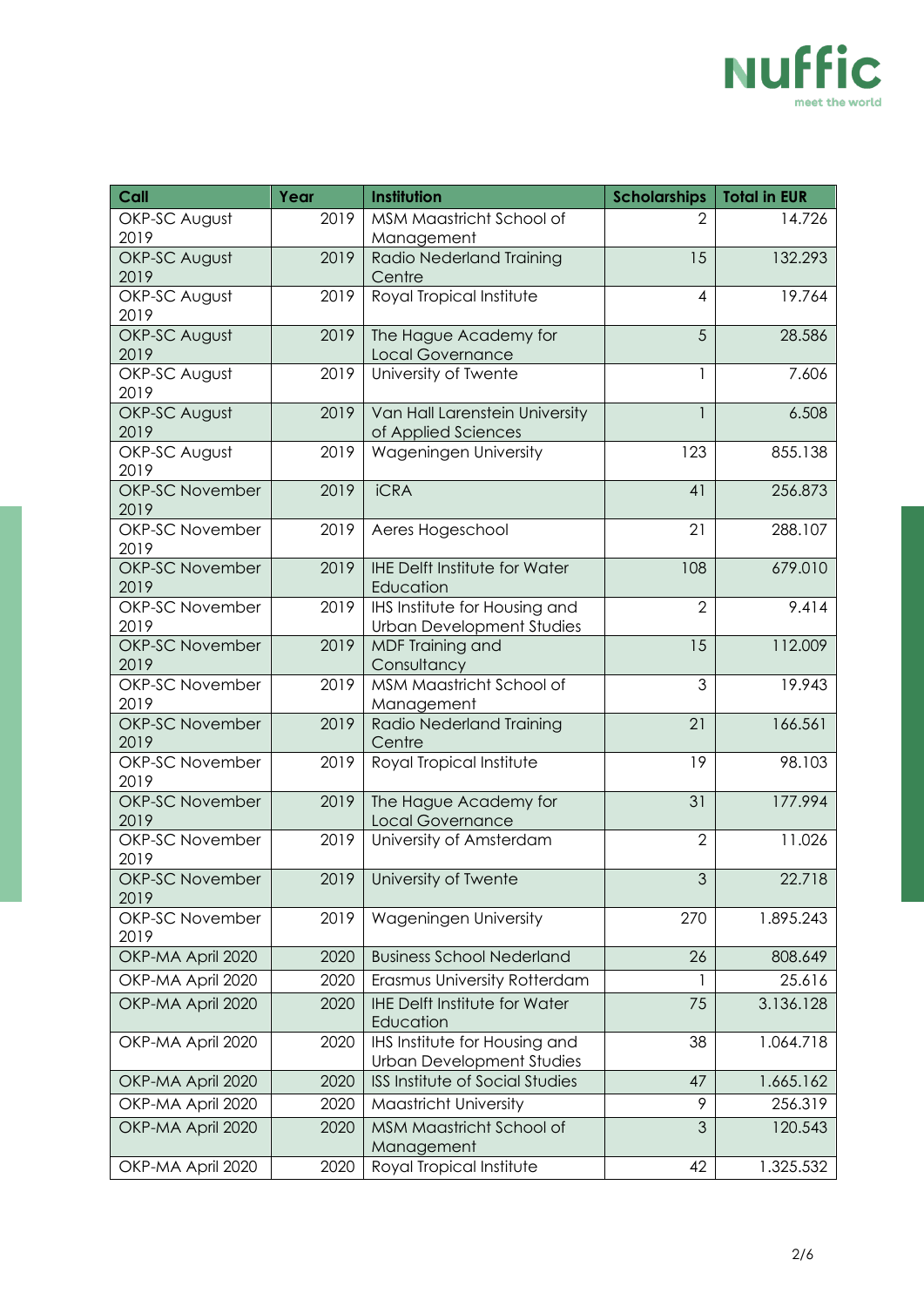| Call | Year | Institution | Scholarships | Total in EUR |
| --- | --- | --- | --- | --- |
| OKP-SC August 2019 | 2019 | MSM Maastricht School of Management | 2 | 14.726 |
| OKP-SC August 2019 | 2019 | Radio Nederland Training Centre | 15 | 132.293 |
| OKP-SC August 2019 | 2019 | Royal Tropical Institute | 4 | 19.764 |
| OKP-SC August 2019 | 2019 | The Hague Academy for Local Governance | 5 | 28.586 |
| OKP-SC August 2019 | 2019 | University of Twente | 1 | 7.606 |
| OKP-SC August 2019 | 2019 | Van Hall Larenstein University of Applied Sciences | 1 | 6.508 |
| OKP-SC August 2019 | 2019 | Wageningen University | 123 | 855.138 |
| OKP-SC November 2019 | 2019 | iCRA | 41 | 256.873 |
| OKP-SC November 2019 | 2019 | Aeres Hogeschool | 21 | 288.107 |
| OKP-SC November 2019 | 2019 | IHE Delft Institute for Water Education | 108 | 679.010 |
| OKP-SC November 2019 | 2019 | IHS Institute for Housing and Urban Development Studies | 2 | 9.414 |
| OKP-SC November 2019 | 2019 | MDF Training and Consultancy | 15 | 112.009 |
| OKP-SC November 2019 | 2019 | MSM Maastricht School of Management | 3 | 19.943 |
| OKP-SC November 2019 | 2019 | Radio Nederland Training Centre | 21 | 166.561 |
| OKP-SC November 2019 | 2019 | Royal Tropical Institute | 19 | 98.103 |
| OKP-SC November 2019 | 2019 | The Hague Academy for Local Governance | 31 | 177.994 |
| OKP-SC November 2019 | 2019 | University of Amsterdam | 2 | 11.026 |
| OKP-SC November 2019 | 2019 | University of Twente | 3 | 22.718 |
| OKP-SC November 2019 | 2019 | Wageningen University | 270 | 1.895.243 |
| OKP-MA April 2020 | 2020 | Business School Nederland | 26 | 808.649 |
| OKP-MA April 2020 | 2020 | Erasmus University Rotterdam | 1 | 25.616 |
| OKP-MA April 2020 | 2020 | IHE Delft Institute for Water Education | 75 | 3.136.128 |
| OKP-MA April 2020 | 2020 | IHS Institute for Housing and Urban Development Studies | 38 | 1.064.718 |
| OKP-MA April 2020 | 2020 | ISS Institute of Social Studies | 47 | 1.665.162 |
| OKP-MA April 2020 | 2020 | Maastricht University | 9 | 256.319 |
| OKP-MA April 2020 | 2020 | MSM Maastricht School of Management | 3 | 120.543 |
| OKP-MA April 2020 | 2020 | Royal Tropical Institute | 42 | 1.325.532 |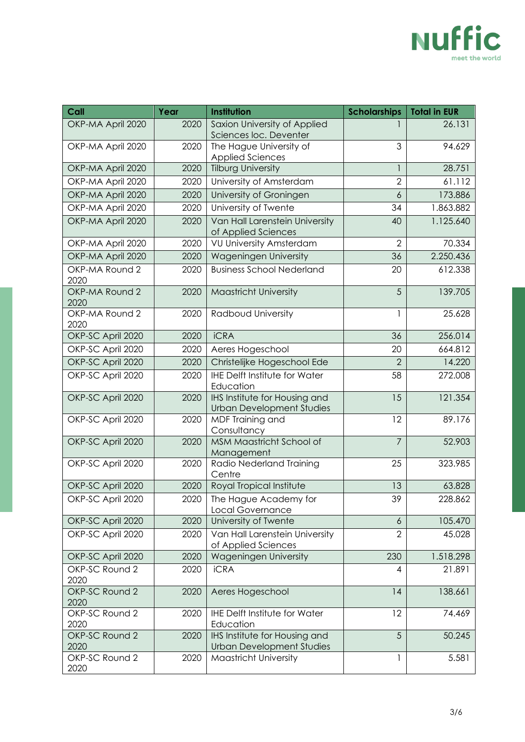| Call | Year | Institution | Scholarships | Total in EUR |
|---|---|---|---|---|
| OKP-MA April 2020 | 2020 | Saxion University of Applied Sciences loc. Deventer | 1 | 26.131 |
| OKP-MA April 2020 | 2020 | The Hague University of Applied Sciences | 3 | 94.629 |
| OKP-MA April 2020 | 2020 | Tilburg University | 1 | 28.751 |
| OKP-MA April 2020 | 2020 | University of Amsterdam | 2 | 61.112 |
| OKP-MA April 2020 | 2020 | University of Groningen | 6 | 173.886 |
| OKP-MA April 2020 | 2020 | University of Twente | 34 | 1.863.882 |
| OKP-MA April 2020 | 2020 | Van Hall Larenstein University of Applied Sciences | 40 | 1.125.640 |
| OKP-MA April 2020 | 2020 | VU University Amsterdam | 2 | 70.334 |
| OKP-MA April 2020 | 2020 | Wageningen University | 36 | 2.250.436 |
| OKP-MA Round 2 2020 | 2020 | Business School Nederland | 20 | 612.338 |
| OKP-MA Round 2 2020 | 2020 | Maastricht University | 5 | 139.705 |
| OKP-MA Round 2 2020 | 2020 | Radboud University | 1 | 25.628 |
| OKP-SC April 2020 | 2020 | iCRA | 36 | 256.014 |
| OKP-SC April 2020 | 2020 | Aeres Hogeschool | 20 | 664.812 |
| OKP-SC April 2020 | 2020 | Christelijke Hogeschool Ede | 2 | 14.220 |
| OKP-SC April 2020 | 2020 | IHE Delft Institute for Water Education | 58 | 272.008 |
| OKP-SC April 2020 | 2020 | IHS Institute for Housing and Urban Development Studies | 15 | 121.354 |
| OKP-SC April 2020 | 2020 | MDF Training and Consultancy | 12 | 89.176 |
| OKP-SC April 2020 | 2020 | MSM Maastricht School of Management | 7 | 52.903 |
| OKP-SC April 2020 | 2020 | Radio Nederland Training Centre | 25 | 323.985 |
| OKP-SC April 2020 | 2020 | Royal Tropical Institute | 13 | 63.828 |
| OKP-SC April 2020 | 2020 | The Hague Academy for Local Governance | 39 | 228.862 |
| OKP-SC April 2020 | 2020 | University of Twente | 6 | 105.470 |
| OKP-SC April 2020 | 2020 | Van Hall Larenstein University of Applied Sciences | 2 | 45.028 |
| OKP-SC April 2020 | 2020 | Wageningen University | 230 | 1.518.298 |
| OKP-SC Round 2 2020 | 2020 | iCRA | 4 | 21.891 |
| OKP-SC Round 2 2020 | 2020 | Aeres Hogeschool | 14 | 138.661 |
| OKP-SC Round 2 2020 | 2020 | IHE Delft Institute for Water Education | 12 | 74.469 |
| OKP-SC Round 2 2020 | 2020 | IHS Institute for Housing and Urban Development Studies | 5 | 50.245 |
| OKP-SC Round 2 2020 | 2020 | Maastricht University | 1 | 5.581 |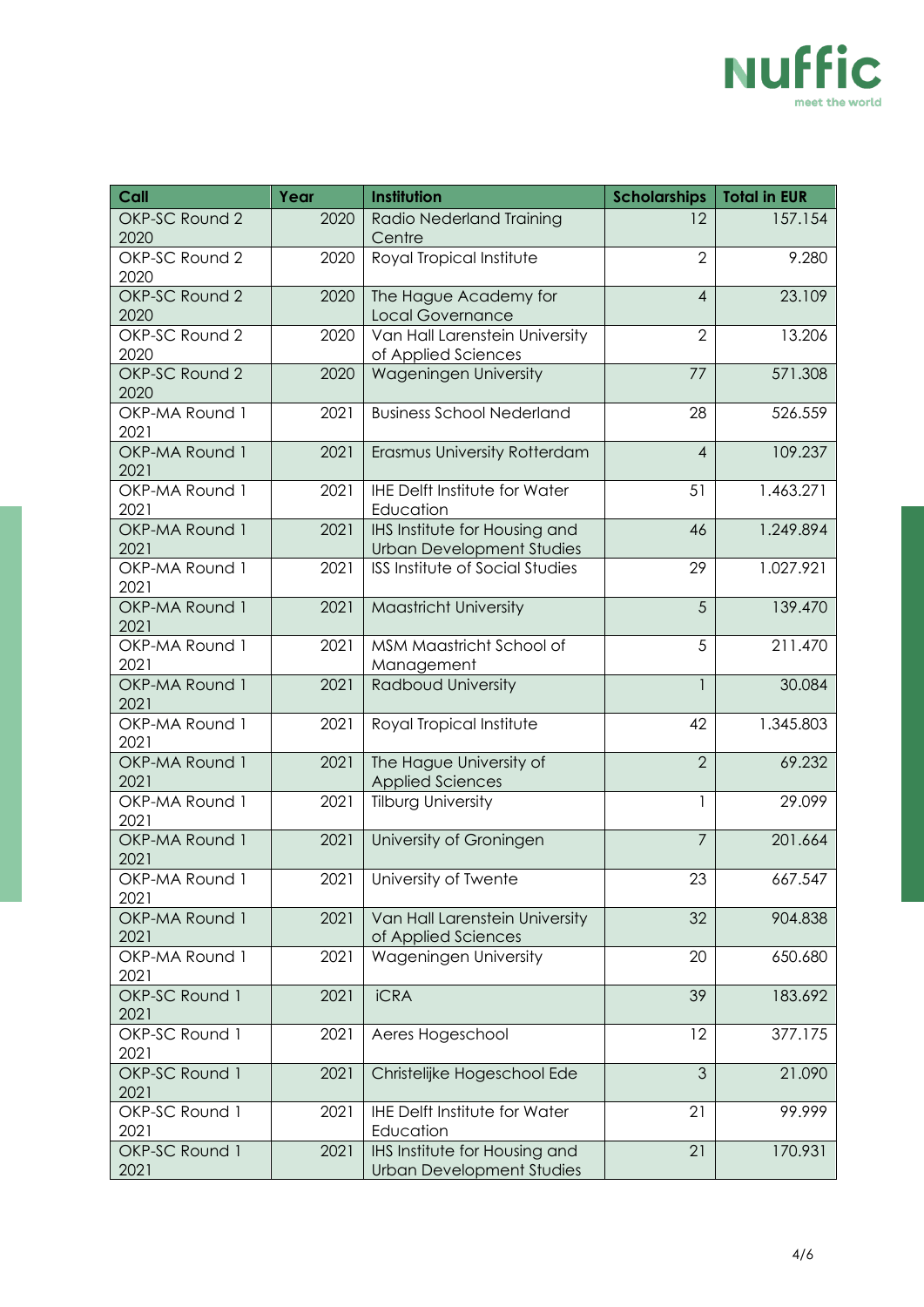| Call | Year | Institution | Scholarships | Total in EUR |
|---|---|---|---|---|
| OKP-SC Round 2 2020 | 2020 | Radio Nederland Training Centre | 12 | 157.154 |
| OKP-SC Round 2 2020 | 2020 | Royal Tropical Institute | 2 | 9.280 |
| OKP-SC Round 2 2020 | 2020 | The Hague Academy for Local Governance | 4 | 23.109 |
| OKP-SC Round 2 2020 | 2020 | Van Hall Larenstein University of Applied Sciences | 2 | 13.206 |
| OKP-SC Round 2 2020 | 2020 | Wageningen University | 77 | 571.308 |
| OKP-MA Round 1 2021 | 2021 | Business School Nederland | 28 | 526.559 |
| OKP-MA Round 1 2021 | 2021 | Erasmus University Rotterdam | 4 | 109.237 |
| OKP-MA Round 1 2021 | 2021 | IHE Delft Institute for Water Education | 51 | 1.463.271 |
| OKP-MA Round 1 2021 | 2021 | IHS Institute for Housing and Urban Development Studies | 46 | 1.249.894 |
| OKP-MA Round 1 2021 | 2021 | ISS Institute of Social Studies | 29 | 1.027.921 |
| OKP-MA Round 1 2021 | 2021 | Maastricht University | 5 | 139.470 |
| OKP-MA Round 1 2021 | 2021 | MSM Maastricht School of Management | 5 | 211.470 |
| OKP-MA Round 1 2021 | 2021 | Radboud University | 1 | 30.084 |
| OKP-MA Round 1 2021 | 2021 | Royal Tropical Institute | 42 | 1.345.803 |
| OKP-MA Round 1 2021 | 2021 | The Hague University of Applied Sciences | 2 | 69.232 |
| OKP-MA Round 1 2021 | 2021 | Tilburg University | 1 | 29.099 |
| OKP-MA Round 1 2021 | 2021 | University of Groningen | 7 | 201.664 |
| OKP-MA Round 1 2021 | 2021 | University of Twente | 23 | 667.547 |
| OKP-MA Round 1 2021 | 2021 | Van Hall Larenstein University of Applied Sciences | 32 | 904.838 |
| OKP-MA Round 1 2021 | 2021 | Wageningen University | 20 | 650.680 |
| OKP-SC Round 1 2021 | 2021 | iCRA | 39 | 183.692 |
| OKP-SC Round 1 2021 | 2021 | Aeres Hogeschool | 12 | 377.175 |
| OKP-SC Round 1 2021 | 2021 | Christelijke Hogeschool Ede | 3 | 21.090 |
| OKP-SC Round 1 2021 | 2021 | IHE Delft Institute for Water Education | 21 | 99.999 |
| OKP-SC Round 1 2021 | 2021 | IHS Institute for Housing and Urban Development Studies | 21 | 170.931 |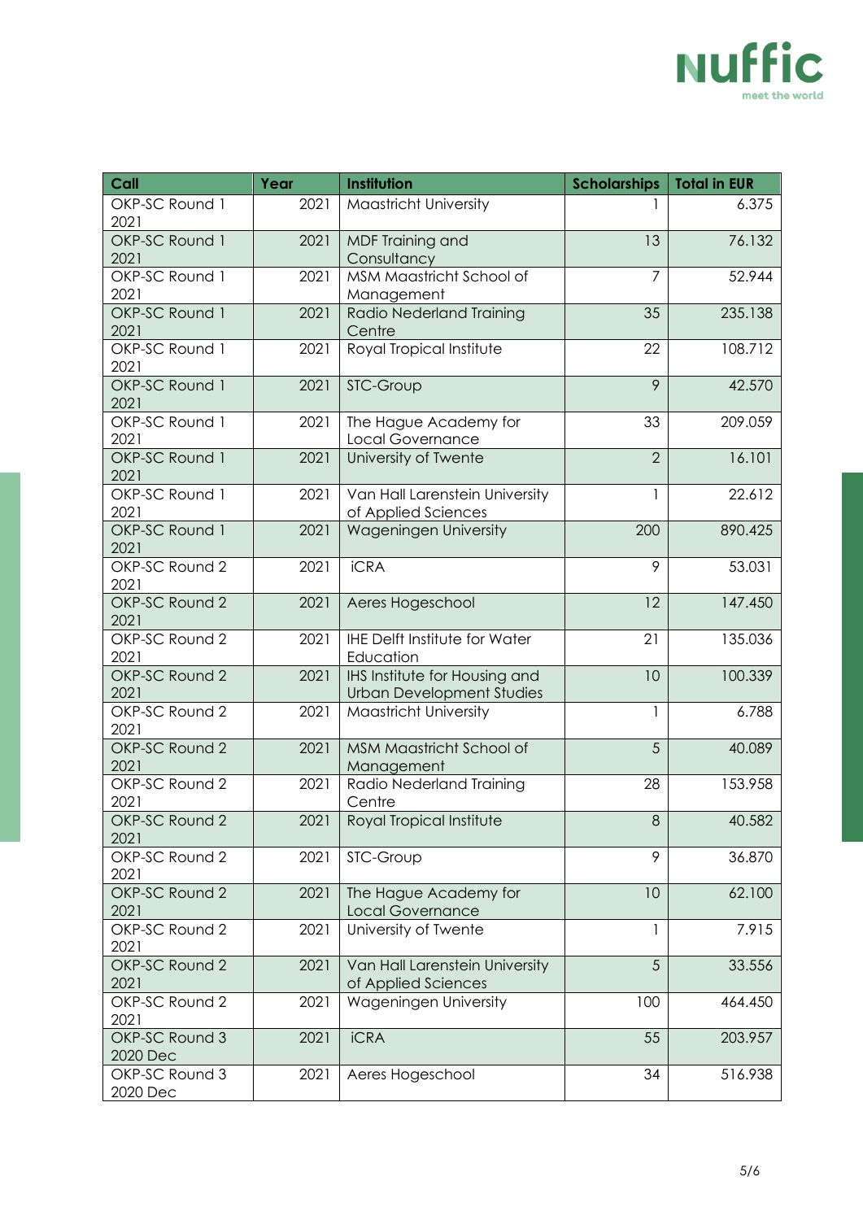| Call | Year | Institution | Scholarships | Total in EUR |
|---|---|---|---|---|
| OKP-SC Round 1 2021 | 2021 | Maastricht University | 1 | 6.375 |
| OKP-SC Round 1 2021 | 2021 | MDF Training and Consultancy | 13 | 76.132 |
| OKP-SC Round 1 2021 | 2021 | MSM Maastricht School of Management | 7 | 52.944 |
| OKP-SC Round 1 2021 | 2021 | Radio Nederland Training Centre | 35 | 235.138 |
| OKP-SC Round 1 2021 | 2021 | Royal Tropical Institute | 22 | 108.712 |
| OKP-SC Round 1 2021 | 2021 | STC-Group | 9 | 42.570 |
| OKP-SC Round 1 2021 | 2021 | The Hague Academy for Local Governance | 33 | 209.059 |
| OKP-SC Round 1 2021 | 2021 | University of Twente | 2 | 16.101 |
| OKP-SC Round 1 2021 | 2021 | Van Hall Larenstein University of Applied Sciences | 1 | 22.612 |
| OKP-SC Round 1 2021 | 2021 | Wageningen University | 200 | 890.425 |
| OKP-SC Round 2 2021 | 2021 | iCRA | 9 | 53.031 |
| OKP-SC Round 2 2021 | 2021 | Aeres Hogeschool | 12 | 147.450 |
| OKP-SC Round 2 2021 | 2021 | IHE Delft Institute for Water Education | 21 | 135.036 |
| OKP-SC Round 2 2021 | 2021 | IHS Institute for Housing and Urban Development Studies | 10 | 100.339 |
| OKP-SC Round 2 2021 | 2021 | Maastricht University | 1 | 6.788 |
| OKP-SC Round 2 2021 | 2021 | MSM Maastricht School of Management | 5 | 40.089 |
| OKP-SC Round 2 2021 | 2021 | Radio Nederland Training Centre | 28 | 153.958 |
| OKP-SC Round 2 2021 | 2021 | Royal Tropical Institute | 8 | 40.582 |
| OKP-SC Round 2 2021 | 2021 | STC-Group | 9 | 36.870 |
| OKP-SC Round 2 2021 | 2021 | The Hague Academy for Local Governance | 10 | 62.100 |
| OKP-SC Round 2 2021 | 2021 | University of Twente | 1 | 7.915 |
| OKP-SC Round 2 2021 | 2021 | Van Hall Larenstein University of Applied Sciences | 5 | 33.556 |
| OKP-SC Round 2 2021 | 2021 | Wageningen University | 100 | 464.450 |
| OKP-SC Round 3 2020 Dec | 2021 | iCRA | 55 | 203.957 |
| OKP-SC Round 3 2020 Dec | 2021 | Aeres Hogeschool | 34 | 516.938 |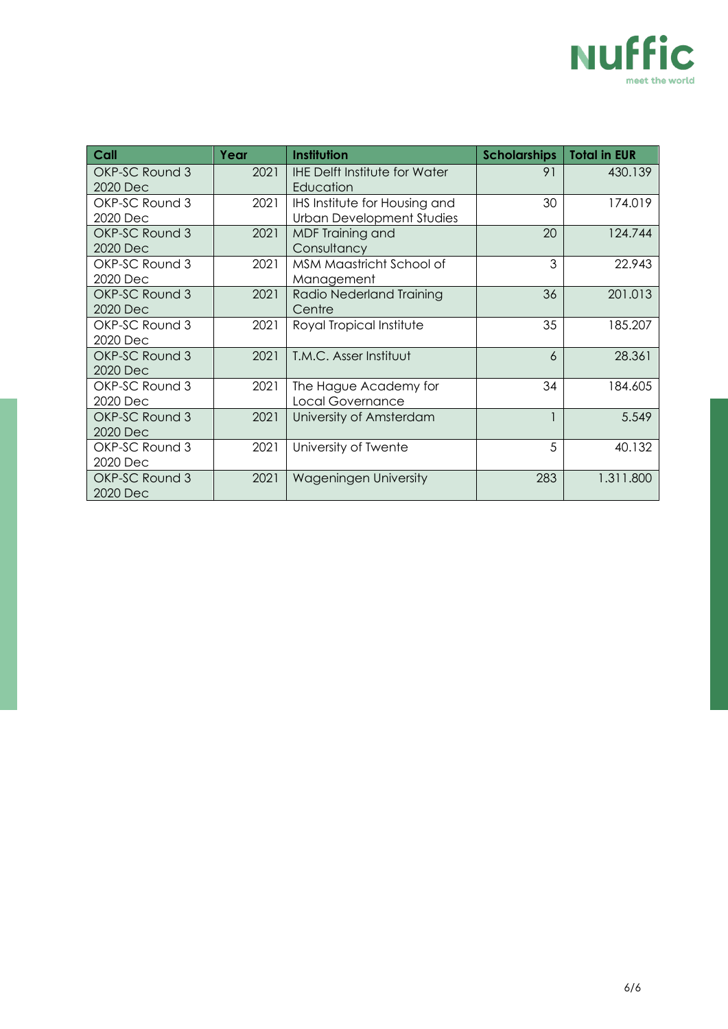| Call | Year | Institution | Scholarships | Total in EUR |
|---|---|---|---|---|
| OKP-SC Round 3 2020 Dec | 2021 | IHE Delft Institute for Water Education | 91 | 430.139 |
| OKP-SC Round 3 2020 Dec | 2021 | IHS Institute for Housing and Urban Development Studies | 30 | 174.019 |
| OKP-SC Round 3 2020 Dec | 2021 | MDF Training and Consultancy | 20 | 124.744 |
| OKP-SC Round 3 2020 Dec | 2021 | MSM Maastricht School of Management | 3 | 22.943 |
| OKP-SC Round 3 2020 Dec | 2021 | Radio Nederland Training Centre | 36 | 201.013 |
| OKP-SC Round 3 2020 Dec | 2021 | Royal Tropical Institute | 35 | 185.207 |
| OKP-SC Round 3 2020 Dec | 2021 | T.M.C. Asser Instituut | 6 | 28.361 |
| OKP-SC Round 3 2020 Dec | 2021 | The Hague Academy for Local Governance | 34 | 184.605 |
| OKP-SC Round 3 2020 Dec | 2021 | University of Amsterdam | 1 | 5.549 |
| OKP-SC Round 3 2020 Dec | 2021 | University of Twente | 5 | 40.132 |
| OKP-SC Round 3 2020 Dec | 2021 | Wageningen University | 283 | 1.311.800 |